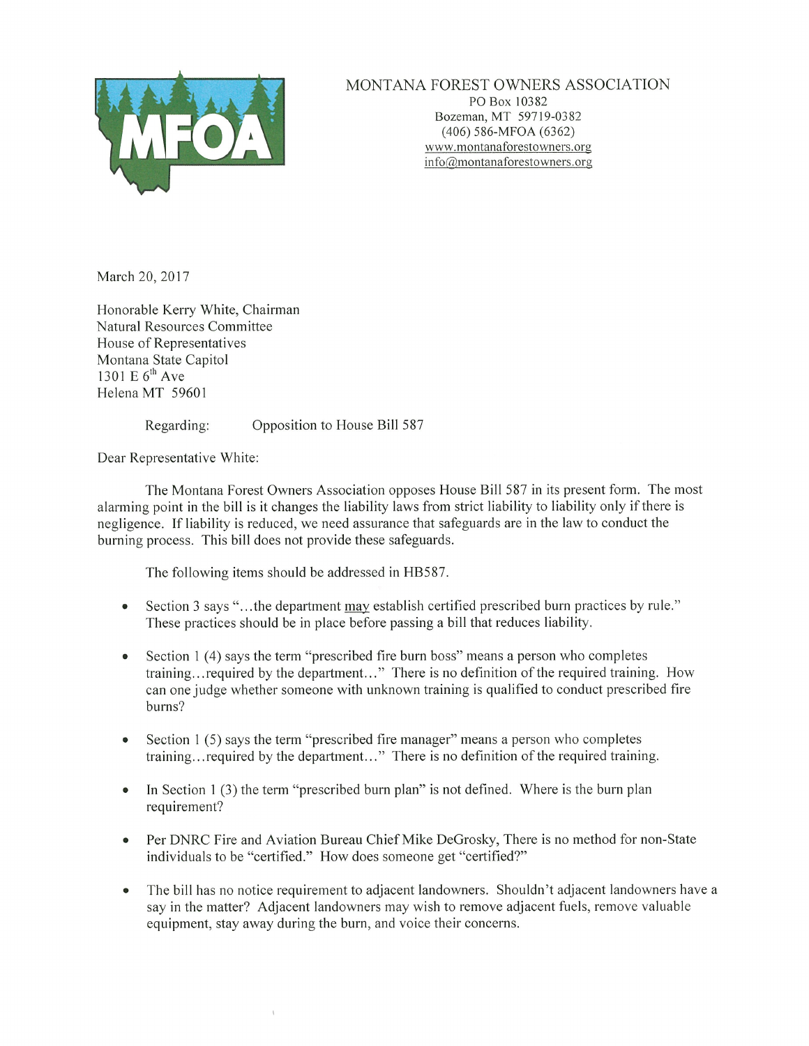MONTANA FOREST OWNERS ASSOCIATION
PO Box 10382
Bozeman, MT 59719-0382
(406) 586-MFOA (6362)
www.montanaforestowners.org
info@montanaforestowners.org

March 20, 2017

Honorable Kerry White, Chairman
Natural Resources Committee
House of Representatives
Montana State Capitol
1301 E 6th Ave
Helena MT 59601

Regarding: Opposition to House Bill 587

Dear Representative White:

The Montana Forest Owners Association opposes House Bill 587 in its present form. The most alarming point in the bill is it changes the liability laws from strict liability to liability only if there is negligence. If liability is reduced, we need assurance that safeguards are in the law to conduct the burning process. This bill does not provide these safeguards.

The following items should be addressed in HB587.

- Section 3 says "...the department <u>may</u> establish certified prescribed burn practices by rule." These practices should be in place before passing a bill that reduces liability.
- Section 1 (4) says the term "prescribed fire burn boss" means a person who completes training...required by the department..." There is no definition of the required training. How can one judge whether someone with unknown training is qualified to conduct prescribed fire burns?
- Section 1 (5) says the term "prescribed fire manager" means a person who completes training...required by the department..." There is no definition of the required training.
- In Section 1 (3) the term "prescribed burn plan" is not defined. Where is the burn plan requirement?
- Per DNRC Fire and Aviation Bureau Chief Mike DeGrosky, There is no method for non-State individuals to be "certified." How does someone get "certified?"
- The bill has no notice requirement to adjacent landowners. Shouldn't adjacent landowners have a say in the matter? Adjacent landowners may wish to remove adjacent fuels, remove valuable equipment, stay away during the burn, and voice their concerns.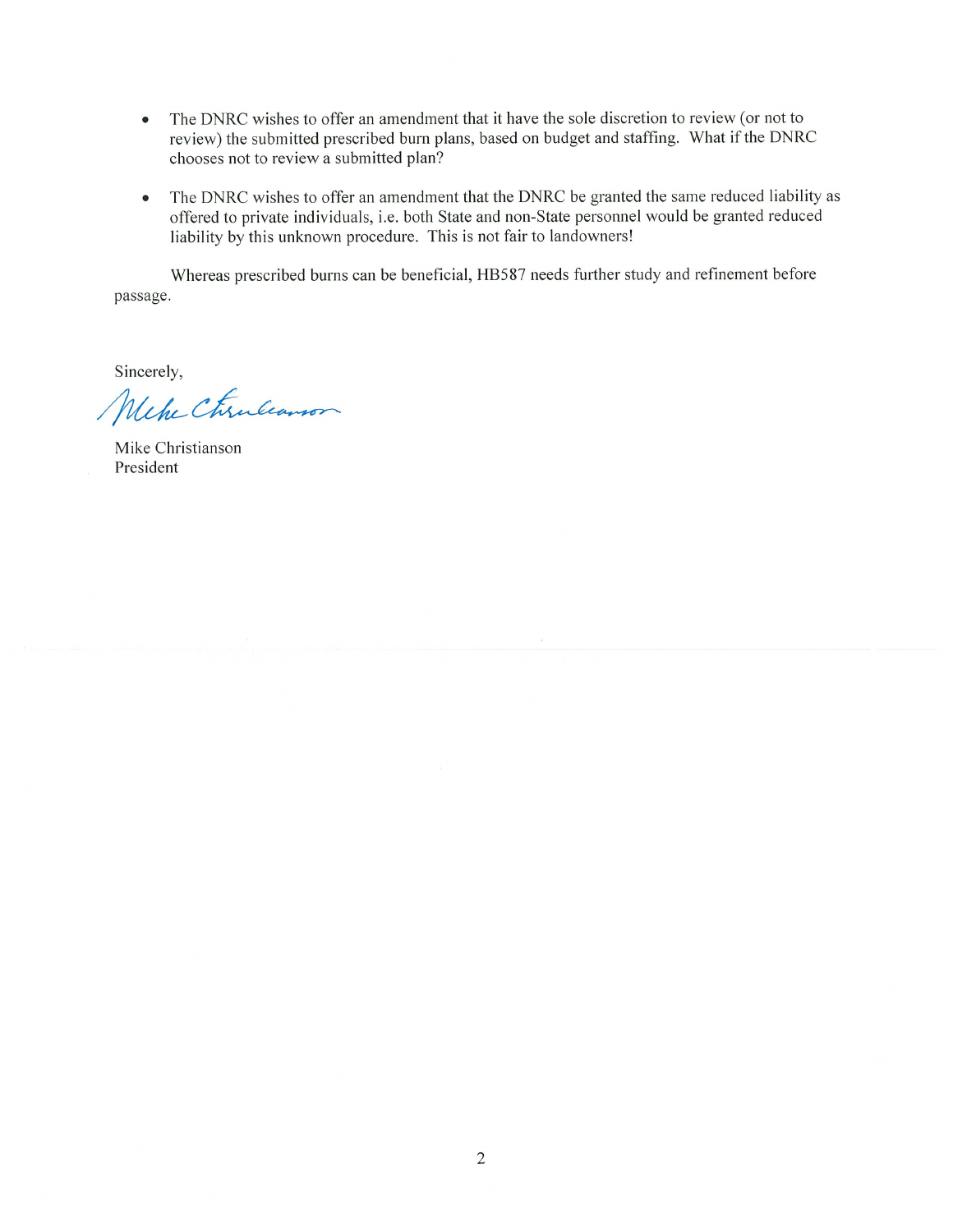- The DNRC wishes to offer an amendment that it have the sole discretion to review (or not to review) the submitted prescribed burn plans, based on budget and staffing. What if the DNRC chooses not to review a submitted plan?

- The DNRC wishes to offer an amendment that the DNRC be granted the same reduced liability as offered to private individuals, i.e. both State and non-State personnel would be granted reduced liability by this unknown procedure. This is not fair to landowners!

Whereas prescribed burns can be beneficial, HB587 needs further study and refinement before passage.

Sincerely,

Mike Christianson
President